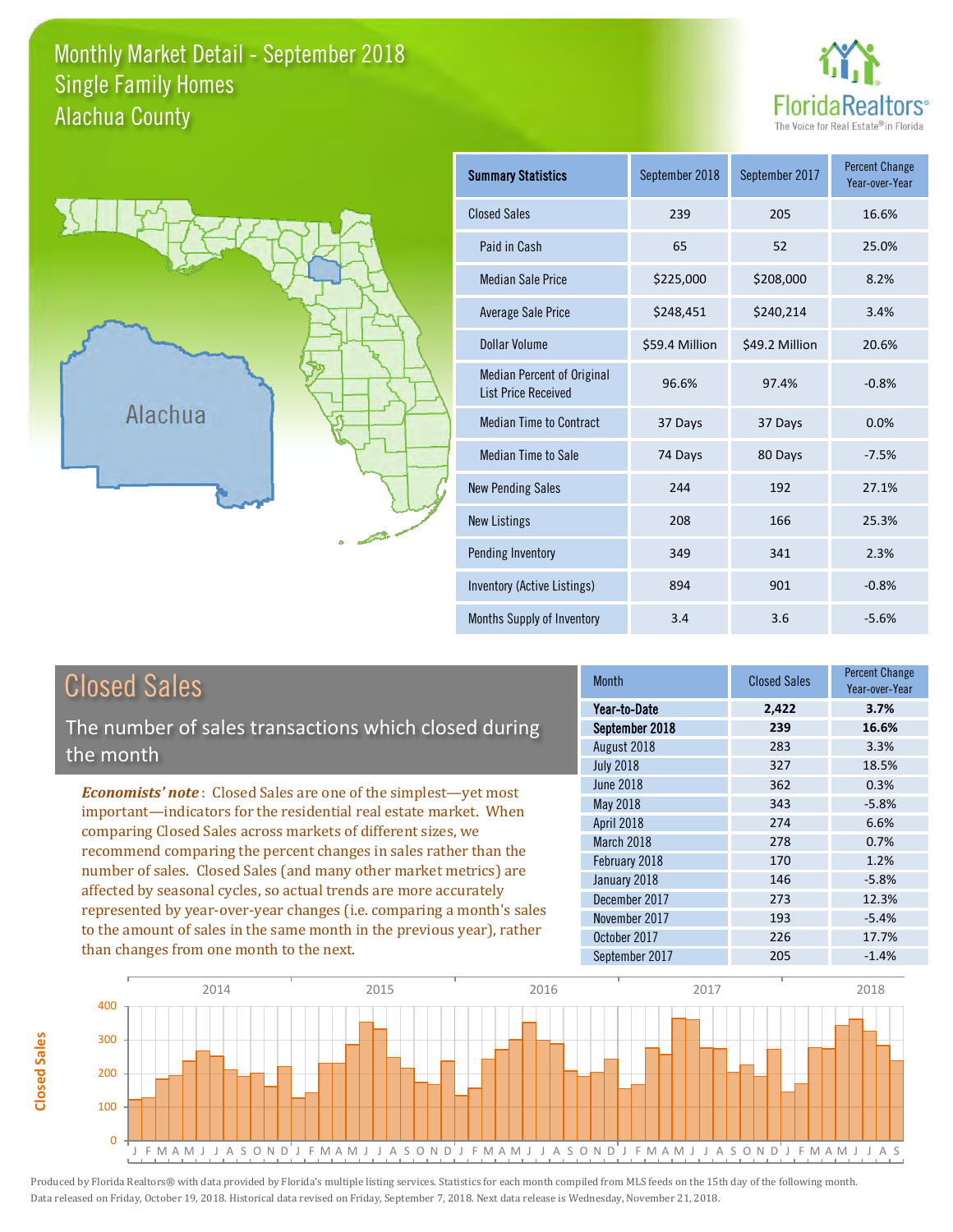# Monthly Market Detail - September 2018
## Single Family Homes
## Alachua County

FloridaRealtors®
The Voice for Real Estate® in Florida

Alachua

| Summary Statistics | September 2018 | September 2017 | Percent Change Year-over-Year |
|---|---|---|---|
| Closed Sales | 239 | 205 | 16.6% |
| Paid in Cash | 65 | 52 | 25.0% |
| Median Sale Price | $225,000 | $208,000 | 8.2% |
| Average Sale Price | $248,451 | $240,214 | 3.4% |
| Dollar Volume | $59.4 Million | $49.2 Million | 20.6% |
| Median Percent of Original List Price Received | 96.6% | 97.4% | -0.8% |
| Median Time to Contract | 37 Days | 37 Days | 0.0% |
| Median Time to Sale | 74 Days | 80 Days | -7.5% |
| New Pending Sales | 244 | 192 | 27.1% |
| New Listings | 208 | 166 | 25.3% |
| Pending Inventory | 349 | 341 | 2.3% |
| Inventory (Active Listings) | 894 | 901 | -0.8% |
| Months Supply of Inventory | 3.4 | 3.6 | -5.6% |

## Closed Sales

The number of sales transactions which closed during the month

*Economists' note*: Closed Sales are one of the simplest—yet most important—indicators for the residential real estate market. When comparing Closed Sales across markets of different sizes, we recommend comparing the percent changes in sales rather than the number of sales. Closed Sales (and many other market metrics) are affected by seasonal cycles, so actual trends are more accurately represented by year-over-year changes (i.e. comparing a month's sales to the amount of sales in the same month in the previous year), rather than changes from one month to the next.

| Month | Closed Sales | Percent Change Year-over-Year |
|---|---|---|
| **Year-to-Date** | **2,422** | **3.7%** |
| **September 2018** | **239** | **16.6%** |
| August 2018 | 283 | 3.3% |
| July 2018 | 327 | 18.5% |
| June 2018 | 362 | 0.3% |
| May 2018 | 343 | -5.8% |
| April 2018 | 274 | 6.6% |
| March 2018 | 278 | 0.7% |
| February 2018 | 170 | 1.2% |
| January 2018 | 146 | -5.8% |
| December 2017 | 273 | 12.3% |
| November 2017 | 193 | -5.4% |
| October 2017 | 226 | 17.7% |
| September 2017 | 205 | -1.4% |

Produced by Florida Realtors® with data provided by Florida's multiple listing services. Statistics for each month compiled from MLS feeds on the 15th day of the following month. Data released on Friday, October 19, 2018. Historical data revised on Friday, September 7, 2018. Next data release is Wednesday, November 21, 2018.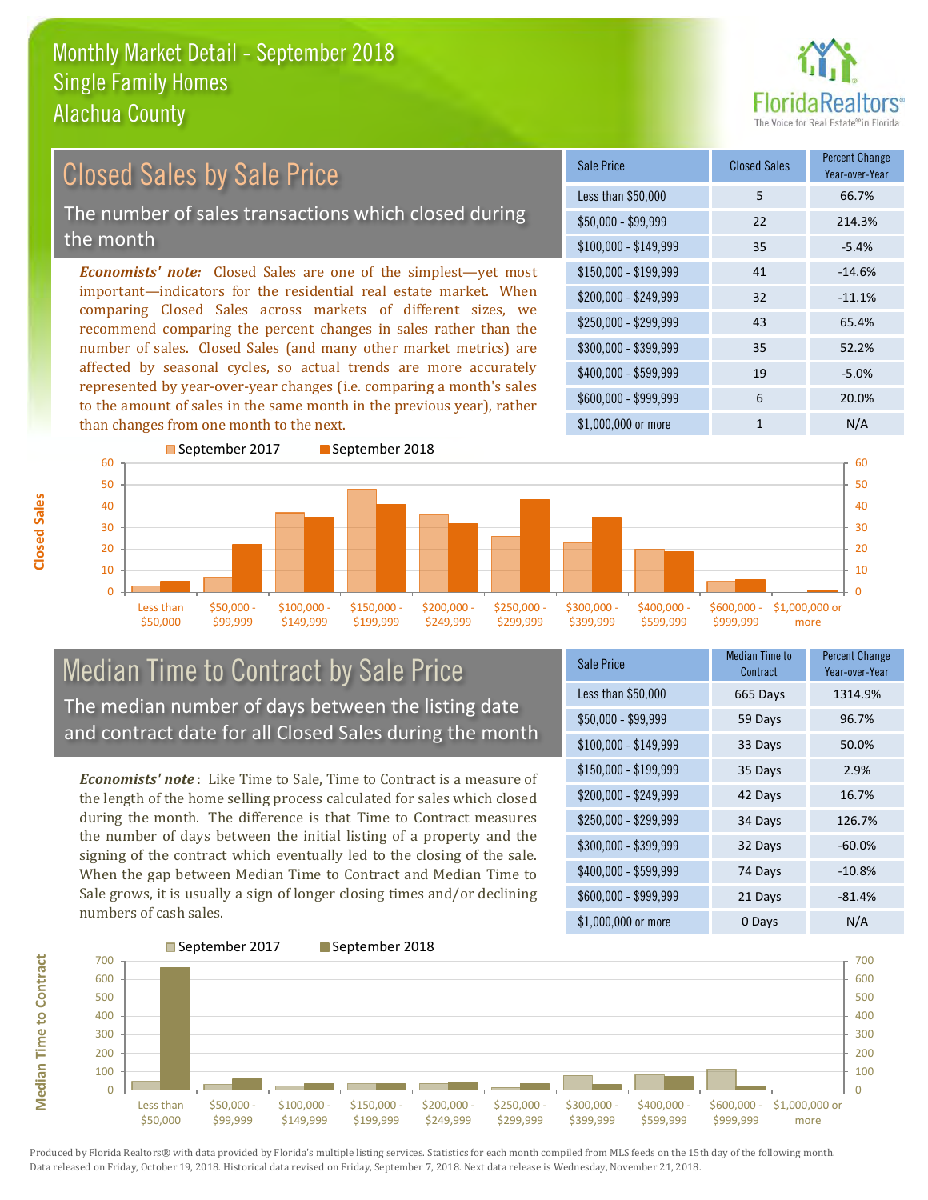# Monthly Market Detail - September 2018
## Single Family Homes
## Alachua County

## Closed Sales by Sale Price

The number of sales transactions which closed during the month

***Economists' note:*** Closed Sales are one of the simplest—yet most important—indicators for the residential real estate market. When comparing Closed Sales across markets of different sizes, we recommend comparing the percent changes in sales rather than the number of sales. Closed Sales (and many other market metrics) are affected by seasonal cycles, so actual trends are more accurately represented by year-over-year changes (i.e. comparing a month's sales to the amount of sales in the same month in the previous year), rather than changes from one month to the next.

| Sale Price | Closed Sales | Percent Change Year-over-Year |
|---|---|---|
| Less than $50,000 | 5 | 66.7% |
| $50,000 - $99,999 | 22 | 214.3% |
| $100,000 - $149,999 | 35 | -5.4% |
| $150,000 - $199,999 | 41 | -14.6% |
| $200,000 - $249,999 | 32 | -11.1% |
| $250,000 - $299,999 | 43 | 65.4% |
| $300,000 - $399,999 | 35 | 52.2% |
| $400,000 - $599,999 | 19 | -5.0% |
| $600,000 - $999,999 | 6 | 20.0% |
| $1,000,000 or more | 1 | N/A |

## Median Time to Contract by Sale Price

The median number of days between the listing date and contract date for all Closed Sales during the month

***Economists' note*** : Like Time to Sale, Time to Contract is a measure of the length of the home selling process calculated for sales which closed during the month. The difference is that Time to Contract measures the number of days between the initial listing of a property and the signing of the contract which eventually led to the closing of the sale. When the gap between Median Time to Contract and Median Time to Sale grows, it is usually a sign of longer closing times and/or declining numbers of cash sales.

| Sale Price | Median Time to Contract | Percent Change Year-over-Year |
|---|---|---|
| Less than $50,000 | 665 Days | 1314.9% |
| $50,000 - $99,999 | 59 Days | 96.7% |
| $100,000 - $149,999 | 33 Days | 50.0% |
| $150,000 - $199,999 | 35 Days | 2.9% |
| $200,000 - $249,999 | 42 Days | 16.7% |
| $250,000 - $299,999 | 34 Days | 126.7% |
| $300,000 - $399,999 | 32 Days | -60.0% |
| $400,000 - $599,999 | 74 Days | -10.8% |
| $600,000 - $999,999 | 21 Days | -81.4% |
| $1,000,000 or more | 0 Days | N/A |

Produced by Florida Realtors® with data provided by Florida's multiple listing services. Statistics for each month compiled from MLS feeds on the 15th day of the following month. Data released on Friday, October 19, 2018. Historical data revised on Friday, September 7, 2018. Next data release is Wednesday, November 21, 2018.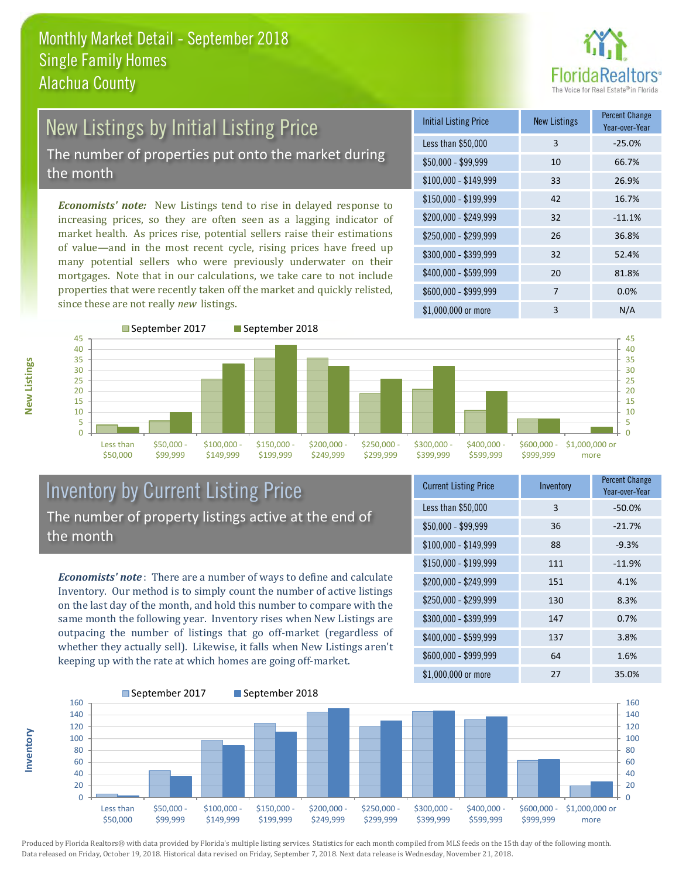# Monthly Market Detail - September 2018
## Single Family Homes
## Alachua County

## New Listings by Initial Listing Price

The number of properties put onto the market during the month

***Economists' note:*** New Listings tend to rise in delayed response to increasing prices, so they are often seen as a lagging indicator of market health. As prices rise, potential sellers raise their estimations of value—and in the most recent cycle, rising prices have freed up many potential sellers who were previously underwater on their mortgages. Note that in our calculations, we take care to not include properties that were recently taken off the market and quickly relisted, since these are not really *new* listings.

| Initial Listing Price | New Listings | Percent Change Year-over-Year |
|---|---|---|
| Less than $50,000 | 3 | -25.0% |
| $50,000 - $99,999 | 10 | 66.7% |
| $100,000 - $149,999 | 33 | 26.9% |
| $150,000 - $199,999 | 42 | 16.7% |
| $200,000 - $249,999 | 32 | -11.1% |
| $250,000 - $299,999 | 26 | 36.8% |
| $300,000 - $399,999 | 32 | 52.4% |
| $400,000 - $599,999 | 20 | 81.8% |
| $600,000 - $999,999 | 7 | 0.0% |
| $1,000,000 or more | 3 | N/A |

## Inventory by Current Listing Price

The number of property listings active at the end of the month

***Economists' note***: There are a number of ways to define and calculate Inventory. Our method is to simply count the number of active listings on the last day of the month, and hold this number to compare with the same month the following year. Inventory rises when New Listings are outpacing the number of listings that go off-market (regardless of whether they actually sell). Likewise, it falls when New Listings aren't keeping up with the rate at which homes are going off-market.

| Current Listing Price | Inventory | Percent Change Year-over-Year |
|---|---|---|
| Less than $50,000 | 3 | -50.0% |
| $50,000 - $99,999 | 36 | -21.7% |
| $100,000 - $149,999 | 88 | -9.3% |
| $150,000 - $199,999 | 111 | -11.9% |
| $200,000 - $249,999 | 151 | 4.1% |
| $250,000 - $299,999 | 130 | 8.3% |
| $300,000 - $399,999 | 147 | 0.7% |
| $400,000 - $599,999 | 137 | 3.8% |
| $600,000 - $999,999 | 64 | 1.6% |
| $1,000,000 or more | 27 | 35.0% |

Produced by Florida Realtors® with data provided by Florida's multiple listing services. Statistics for each month compiled from MLS feeds on the 15th day of the following month. Data released on Friday, October 19, 2018. Historical data revised on Friday, September 7, 2018. Next data release is Wednesday, November 21, 2018.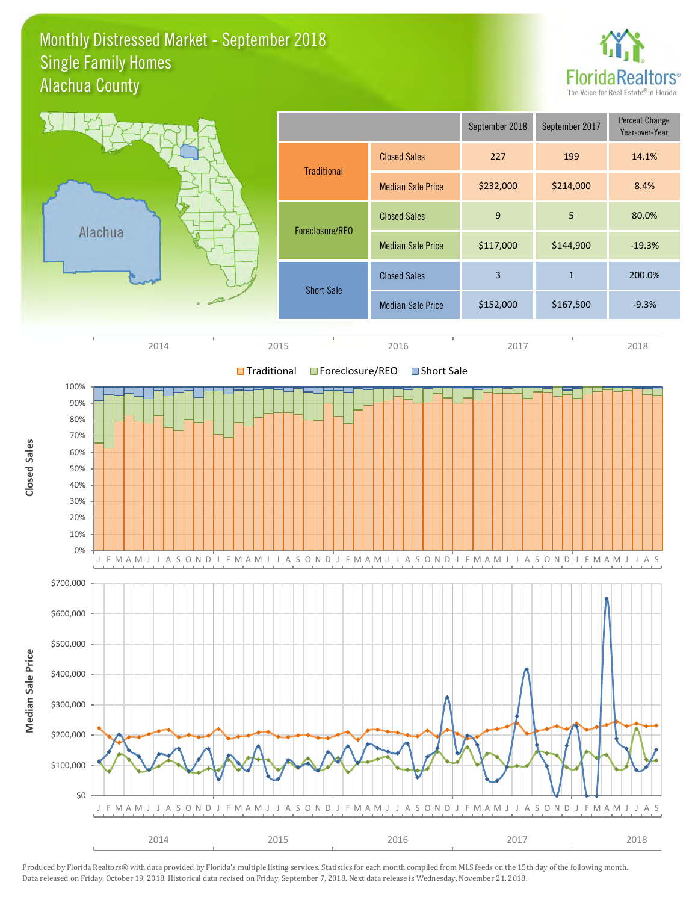# Monthly Distressed Market - September 2018
## Single Family Homes
## Alachua County

| | | September 2018 | September 2017 | Percent Change Year-over-Year |
|---|---|---|---|---|
| Traditional | Closed Sales | 227 | 199 | 14.1% |
| | Median Sale Price | $232,000 | $214,000 | 8.4% |
| Foreclosure/REO | Closed Sales | 9 | 5 | 80.0% |
| | Median Sale Price | $117,000 | $144,900 | -19.3% |
| Short Sale | Closed Sales | 3 | 1 | 200.0% |
| | Median Sale Price | $152,000 | $167,500 | -9.3% |

Produced by Florida Realtors® with data provided by Florida's multiple listing services. Statistics for each month compiled from MLS feeds on the 15th day of the following month. Data released on Friday, October 19, 2018. Historical data revised on Friday, September 7, 2018. Next data release is Wednesday, November 21, 2018.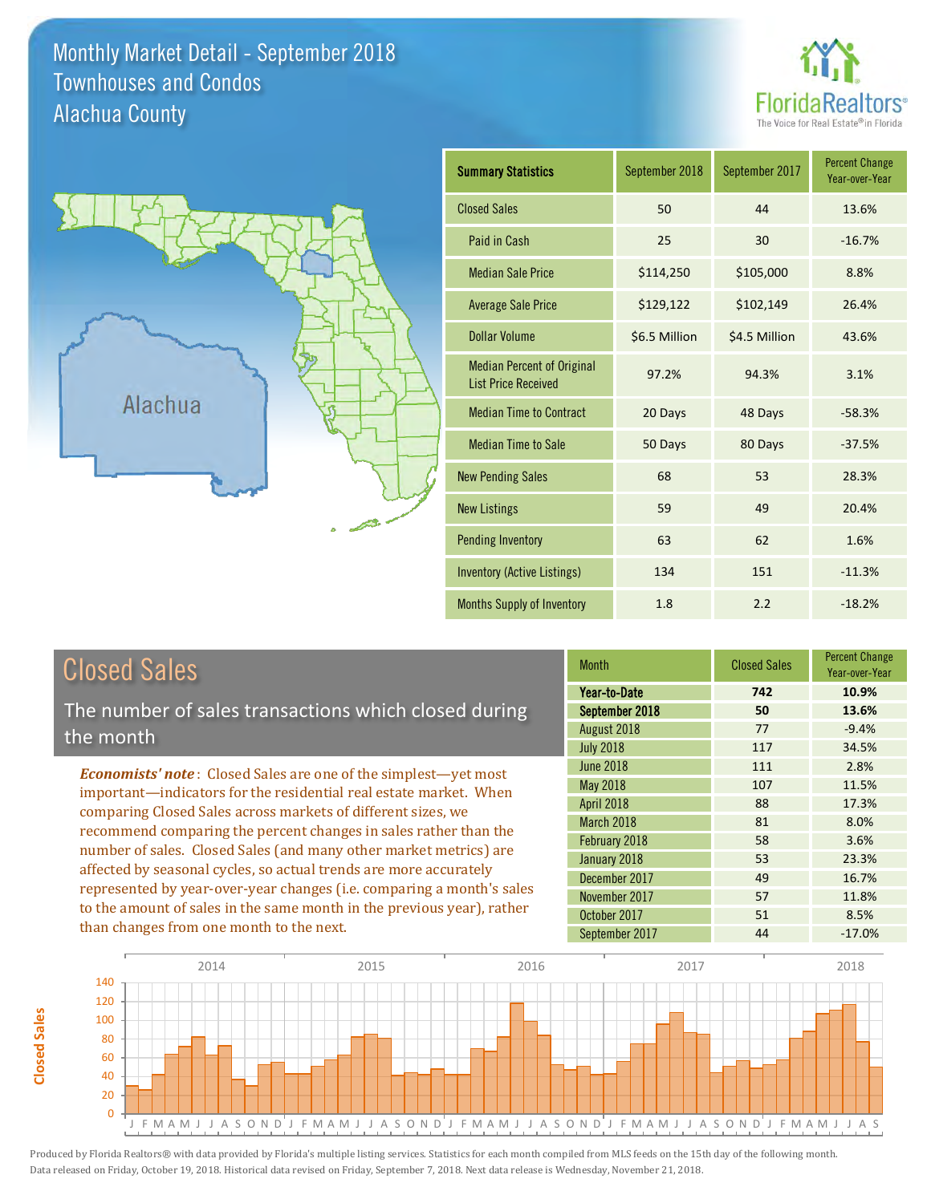# Monthly Market Detail - September 2018
## Townhouses and Condos
## Alachua County

Alachua

| Summary Statistics | September 2018 | September 2017 | Percent Change Year-over-Year |
|---|---|---|---|
| Closed Sales | 50 | 44 | 13.6% |
| Paid in Cash | 25 | 30 | -16.7% |
| Median Sale Price | $114,250 | $105,000 | 8.8% |
| Average Sale Price | $129,122 | $102,149 | 26.4% |
| Dollar Volume | $6.5 Million | $4.5 Million | 43.6% |
| Median Percent of Original List Price Received | 97.2% | 94.3% | 3.1% |
| Median Time to Contract | 20 Days | 48 Days | -58.3% |
| Median Time to Sale | 50 Days | 80 Days | -37.5% |
| New Pending Sales | 68 | 53 | 28.3% |
| New Listings | 59 | 49 | 20.4% |
| Pending Inventory | 63 | 62 | 1.6% |
| Inventory (Active Listings) | 134 | 151 | -11.3% |
| Months Supply of Inventory | 1.8 | 2.2 | -18.2% |

## Closed Sales

The number of sales transactions which closed during the month

*Economists' note*: Closed Sales are one of the simplest—yet most important—indicators for the residential real estate market. When comparing Closed Sales across markets of different sizes, we recommend comparing the percent changes in sales rather than the number of sales. Closed Sales (and many other market metrics) are affected by seasonal cycles, so actual trends are more accurately represented by year-over-year changes (i.e. comparing a month's sales to the amount of sales in the same month in the previous year), rather than changes from one month to the next.

| Month | Closed Sales | Percent Change Year-over-Year |
|---|---|---|
| **Year-to-Date** | **742** | **10.9%** |
| **September 2018** | **50** | **13.6%** |
| August 2018 | 77 | -9.4% |
| July 2018 | 117 | 34.5% |
| June 2018 | 111 | 2.8% |
| May 2018 | 107 | 11.5% |
| April 2018 | 88 | 17.3% |
| March 2018 | 81 | 8.0% |
| February 2018 | 58 | 3.6% |
| January 2018 | 53 | 23.3% |
| December 2017 | 49 | 16.7% |
| November 2017 | 57 | 11.8% |
| October 2017 | 51 | 8.5% |
| September 2017 | 44 | -17.0% |

Produced by Florida Realtors® with data provided by Florida's multiple listing services. Statistics for each month compiled from MLS feeds on the 15th day of the following month. Data released on Friday, October 19, 2018. Historical data revised on Friday, September 7, 2018. Next data release is Wednesday, November 21, 2018.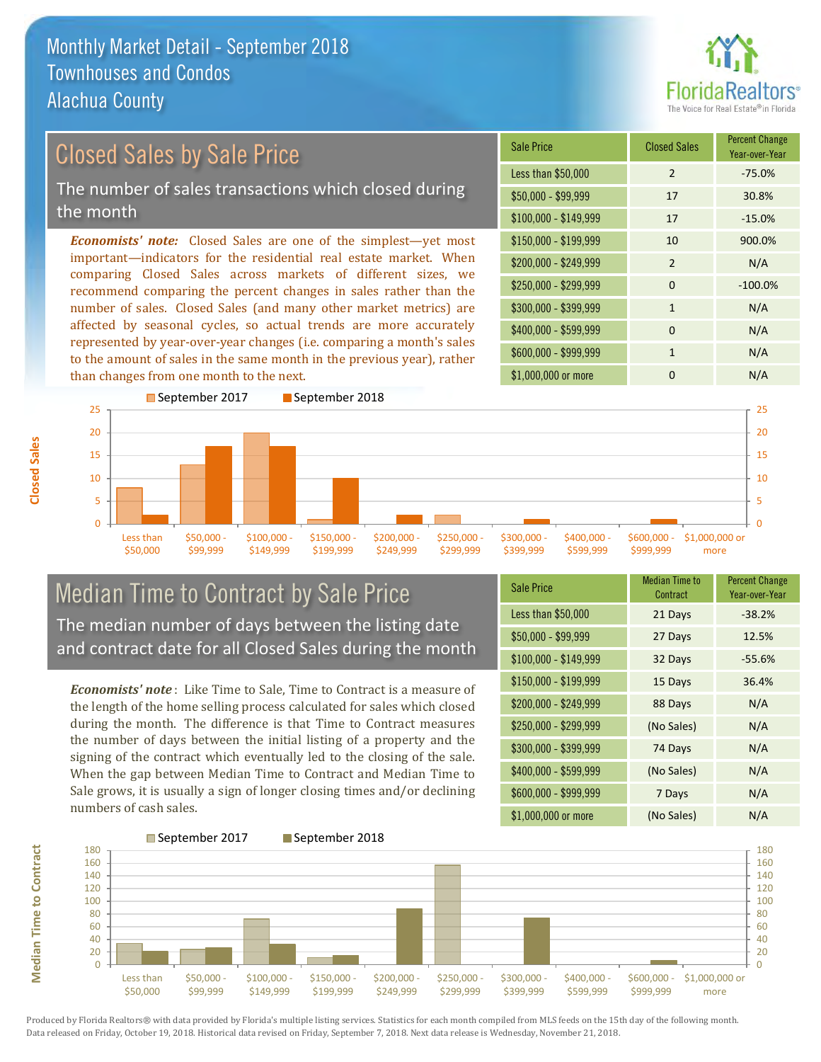# Monthly Market Detail - September 2018
## Townhouses and Condos
## Alachua County

## Closed Sales by Sale Price

The number of sales transactions which closed during the month

*Economists' note:* Closed Sales are one of the simplest—yet most important—indicators for the residential real estate market. When comparing Closed Sales across markets of different sizes, we recommend comparing the percent changes in sales rather than the number of sales. Closed Sales (and many other market metrics) are affected by seasonal cycles, so actual trends are more accurately represented by year-over-year changes (i.e. comparing a month's sales to the amount of sales in the same month in the previous year), rather than changes from one month to the next.

| Sale Price | Closed Sales | Percent Change Year-over-Year |
|---|---|---|
| Less than $50,000 | 2 | -75.0% |
| $50,000 - $99,999 | 17 | 30.8% |
| $100,000 - $149,999 | 17 | -15.0% |
| $150,000 - $199,999 | 10 | 900.0% |
| $200,000 - $249,999 | 2 | N/A |
| $250,000 - $299,999 | 0 | -100.0% |
| $300,000 - $399,999 | 1 | N/A |
| $400,000 - $599,999 | 0 | N/A |
| $600,000 - $999,999 | 1 | N/A |
| $1,000,000 or more | 0 | N/A |

## Median Time to Contract by Sale Price

The median number of days between the listing date and contract date for all Closed Sales during the month

*Economists' note*: Like Time to Sale, Time to Contract is a measure of the length of the home selling process calculated for sales which closed during the month. The difference is that Time to Contract measures the number of days between the initial listing of a property and the signing of the contract which eventually led to the closing of the sale. When the gap between Median Time to Contract and Median Time to Sale grows, it is usually a sign of longer closing times and/or declining numbers of cash sales.

| Sale Price | Median Time to Contract | Percent Change Year-over-Year |
|---|---|---|
| Less than $50,000 | 21 Days | -38.2% |
| $50,000 - $99,999 | 27 Days | 12.5% |
| $100,000 - $149,999 | 32 Days | -55.6% |
| $150,000 - $199,999 | 15 Days | 36.4% |
| $200,000 - $249,999 | 88 Days | N/A |
| $250,000 - $299,999 | (No Sales) | N/A |
| $300,000 - $399,999 | 74 Days | N/A |
| $400,000 - $599,999 | (No Sales) | N/A |
| $600,000 - $999,999 | 7 Days | N/A |
| $1,000,000 or more | (No Sales) | N/A |

Produced by Florida Realtors® with data provided by Florida's multiple listing services. Statistics for each month compiled from MLS feeds on the 15th day of the following month. Data released on Friday, October 19, 2018. Historical data revised on Friday, September 7, 2018. Next data release is Wednesday, November 21, 2018.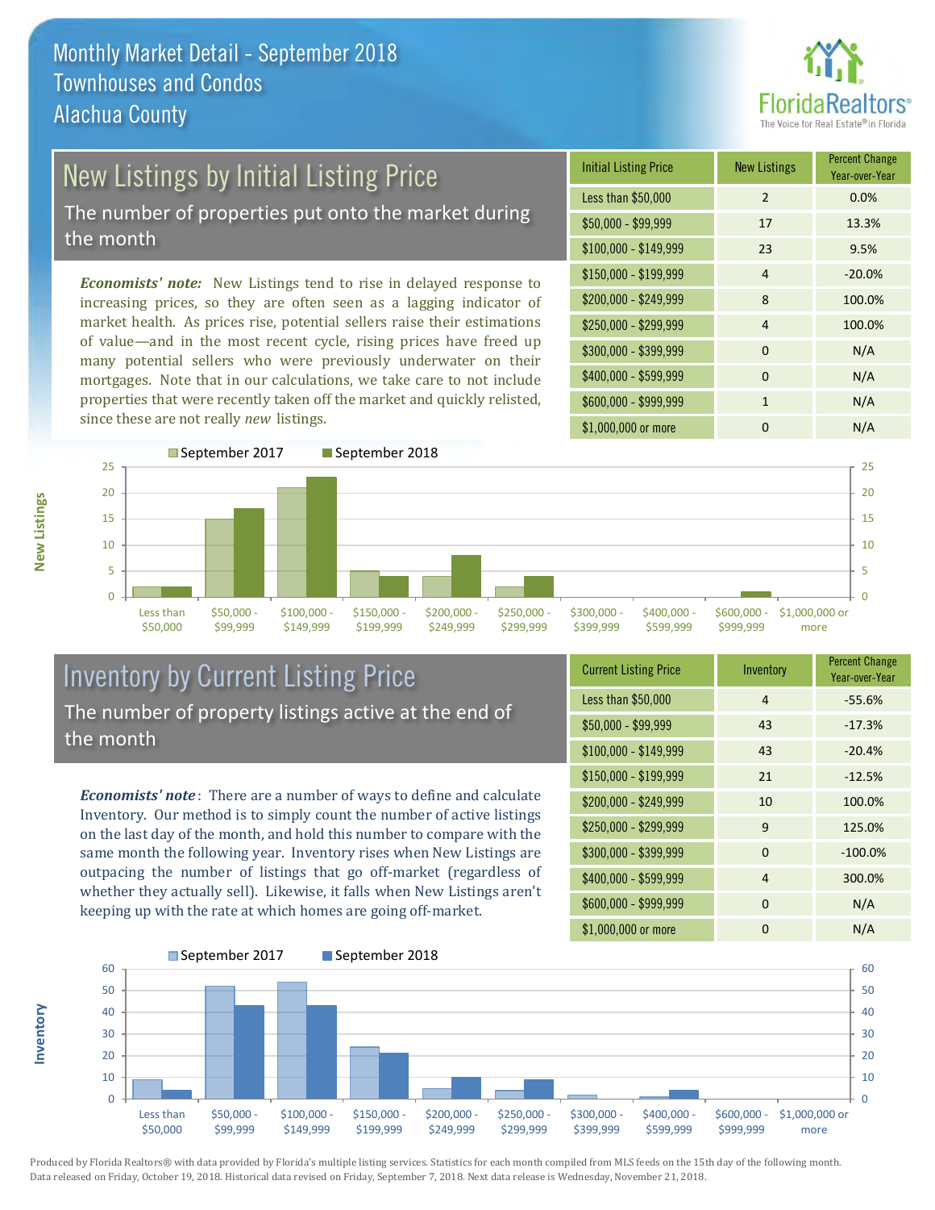# Monthly Market Detail - September 2018
## Townhouses and Condos
## Alachua County

## New Listings by Initial Listing Price

The number of properties put onto the market during the month

***Economists' note:*** New Listings tend to rise in delayed response to increasing prices, so they are often seen as a lagging indicator of market health. As prices rise, potential sellers raise their estimations of value—and in the most recent cycle, rising prices have freed up many potential sellers who were previously underwater on their mortgages. Note that in our calculations, we take care to not include properties that were recently taken off the market and quickly relisted, since these are not really *new* listings.

| Initial Listing Price | New Listings | Percent Change Year-over-Year |
|---|---|---|
| Less than $50,000 | 2 | 0.0% |
| $50,000 - $99,999 | 17 | 13.3% |
| $100,000 - $149,999 | 23 | 9.5% |
| $150,000 - $199,999 | 4 | -20.0% |
| $200,000 - $249,999 | 8 | 100.0% |
| $250,000 - $299,999 | 4 | 100.0% |
| $300,000 - $399,999 | 0 | N/A |
| $400,000 - $599,999 | 0 | N/A |
| $600,000 - $999,999 | 1 | N/A |
| $1,000,000 or more | 0 | N/A |

## Inventory by Current Listing Price

The number of property listings active at the end of the month

***Economists' note*:** There are a number of ways to define and calculate Inventory. Our method is to simply count the number of active listings on the last day of the month, and hold this number to compare with the same month the following year. Inventory rises when New Listings are outpacing the number of listings that go off-market (regardless of whether they actually sell). Likewise, it falls when New Listings aren't keeping up with the rate at which homes are going off-market.

| Current Listing Price | Inventory | Percent Change Year-over-Year |
|---|---|---|
| Less than $50,000 | 4 | -55.6% |
| $50,000 - $99,999 | 43 | -17.3% |
| $100,000 - $149,999 | 43 | -20.4% |
| $150,000 - $199,999 | 21 | -12.5% |
| $200,000 - $249,999 | 10 | 100.0% |
| $250,000 - $299,999 | 9 | 125.0% |
| $300,000 - $399,999 | 0 | -100.0% |
| $400,000 - $599,999 | 4 | 300.0% |
| $600,000 - $999,999 | 0 | N/A |
| $1,000,000 or more | 0 | N/A |

Produced by Florida Realtors® with data provided by Florida's multiple listing services. Statistics for each month compiled from MLS feeds on the 15th day of the following month. Data released on Friday, October 19, 2018. Historical data revised on Friday, September 7, 2018. Next data release is Wednesday, November 21, 2018.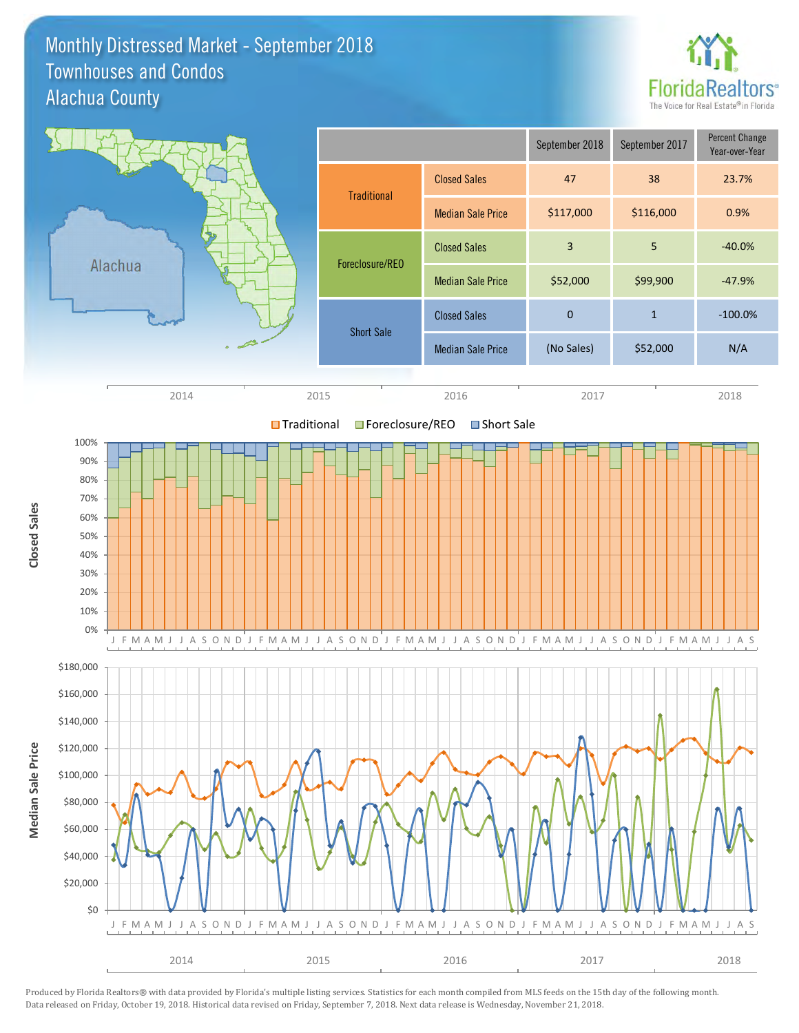# Monthly Distressed Market - September 2018
## Townhouses and Condos
## Alachua County

FloridaRealtors® The Voice for Real Estate® in Florida

| | | September 2018 | September 2017 | Percent Change Year-over-Year |
|---|---|---|---|---|
| Traditional | Closed Sales | 47 | 38 | 23.7% |
| | Median Sale Price | $117,000 | $116,000 | 0.9% |
| Foreclosure/REO | Closed Sales | 3 | 5 | -40.0% |
| | Median Sale Price | $52,000 | $99,900 | -47.9% |
| Short Sale | Closed Sales | 0 | 1 | -100.0% |
| | Median Sale Price | (No Sales) | $52,000 | N/A |

Produced by Florida Realtors® with data provided by Florida's multiple listing services. Statistics for each month compiled from MLS feeds on the 15th day of the following month. Data released on Friday, October 19, 2018. Historical data revised on Friday, September 7, 2018. Next data release is Wednesday, November 21, 2018.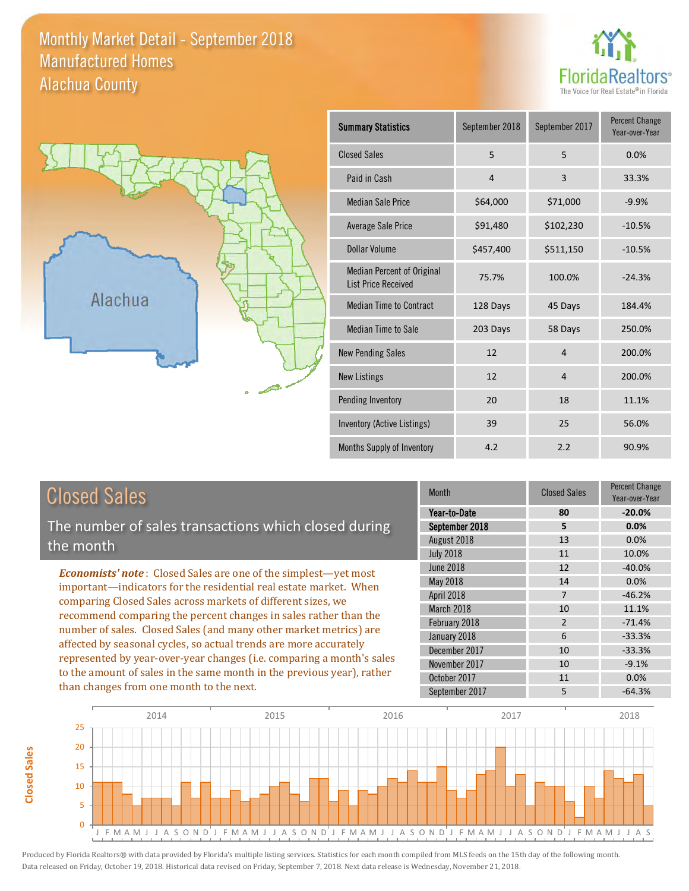# Monthly Market Detail - September 2018
## Manufactured Homes
## Alachua County

| Summary Statistics | September 2018 | September 2017 | Percent Change Year-over-Year |
|---|---|---|---|
| Closed Sales | 5 | 5 | 0.0% |
| Paid in Cash | 4 | 3 | 33.3% |
| Median Sale Price | $64,000 | $71,000 | -9.9% |
| Average Sale Price | $91,480 | $102,230 | -10.5% |
| Dollar Volume | $457,400 | $511,150 | -10.5% |
| Median Percent of Original List Price Received | 75.7% | 100.0% | -24.3% |
| Median Time to Contract | 128 Days | 45 Days | 184.4% |
| Median Time to Sale | 203 Days | 58 Days | 250.0% |
| New Pending Sales | 12 | 4 | 200.0% |
| New Listings | 12 | 4 | 200.0% |
| Pending Inventory | 20 | 18 | 11.1% |
| Inventory (Active Listings) | 39 | 25 | 56.0% |
| Months Supply of Inventory | 4.2 | 2.2 | 90.9% |

## Closed Sales

The number of sales transactions which closed during the month

***Economists' note***: Closed Sales are one of the simplest—yet most important—indicators for the residential real estate market. When comparing Closed Sales across markets of different sizes, we recommend comparing the percent changes in sales rather than the number of sales. Closed Sales (and many other market metrics) are affected by seasonal cycles, so actual trends are more accurately represented by year-over-year changes (i.e. comparing a month's sales to the amount of sales in the same month in the previous year), rather than changes from one month to the next.

| Month | Closed Sales | Percent Change Year-over-Year |
|---|---|---|
| **Year-to-Date** | **80** | **-20.0%** |
| **September 2018** | **5** | **0.0%** |
| August 2018 | 13 | 0.0% |
| July 2018 | 11 | 10.0% |
| June 2018 | 12 | -40.0% |
| May 2018 | 14 | 0.0% |
| April 2018 | 7 | -46.2% |
| March 2018 | 10 | 11.1% |
| February 2018 | 2 | -71.4% |
| January 2018 | 6 | -33.3% |
| December 2017 | 10 | -33.3% |
| November 2017 | 10 | -9.1% |
| October 2017 | 11 | 0.0% |
| September 2017 | 5 | -64.3% |

Produced by Florida Realtors® with data provided by Florida's multiple listing services. Statistics for each month compiled from MLS feeds on the 15th day of the following month. Data released on Friday, October 19, 2018. Historical data revised on Friday, September 7, 2018. Next data release is Wednesday, November 21, 2018.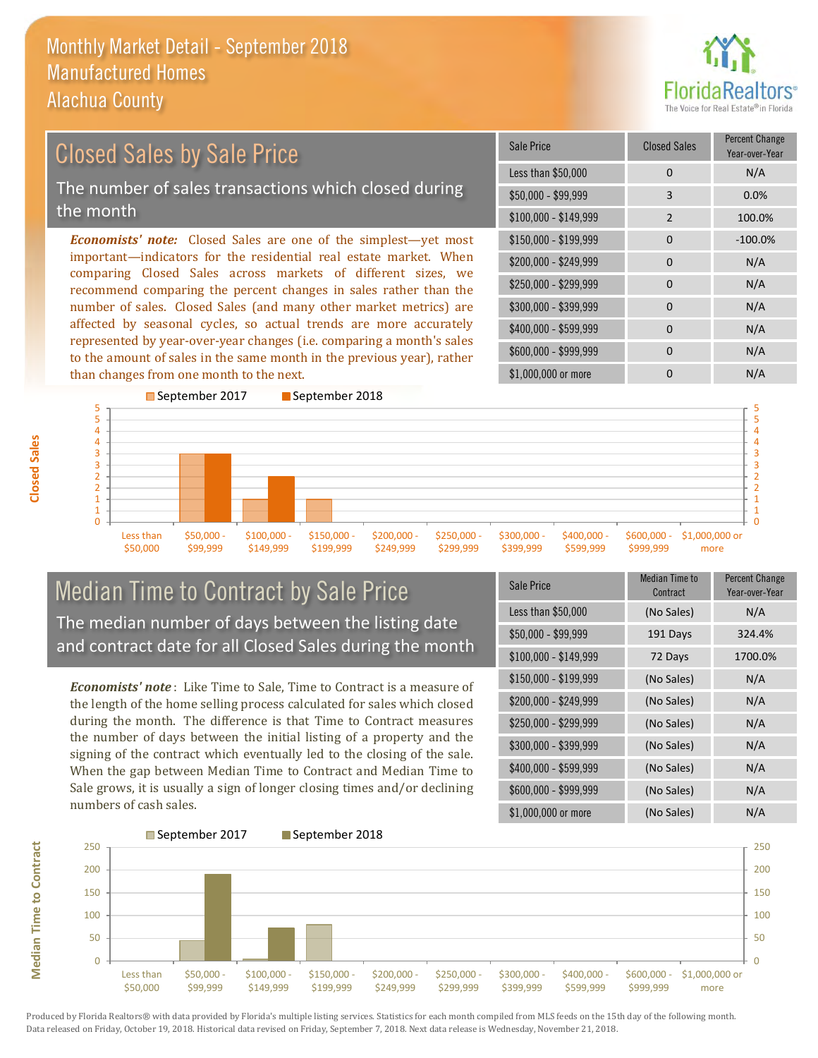# Monthly Market Detail - September 2018
## Manufactured Homes
## Alachua County

## Closed Sales by Sale Price

The number of sales transactions which closed during the month

*Economists' note:* Closed Sales are one of the simplest—yet most important—indicators for the residential real estate market. When comparing Closed Sales across markets of different sizes, we recommend comparing the percent changes in sales rather than the number of sales. Closed Sales (and many other market metrics) are affected by seasonal cycles, so actual trends are more accurately represented by year-over-year changes (i.e. comparing a month's sales to the amount of sales in the same month in the previous year), rather than changes from one month to the next.

| Sale Price | Closed Sales | Percent Change Year-over-Year |
|---|---|---|
| Less than $50,000 | 0 | N/A |
| $50,000 - $99,999 | 3 | 0.0% |
| $100,000 - $149,999 | 2 | 100.0% |
| $150,000 - $199,999 | 0 | -100.0% |
| $200,000 - $249,999 | 0 | N/A |
| $250,000 - $299,999 | 0 | N/A |
| $300,000 - $399,999 | 0 | N/A |
| $400,000 - $599,999 | 0 | N/A |
| $600,000 - $999,999 | 0 | N/A |
| $1,000,000 or more | 0 | N/A |

## Median Time to Contract by Sale Price

The median number of days between the listing date and contract date for all Closed Sales during the month

*Economists' note* : Like Time to Sale, Time to Contract is a measure of the length of the home selling process calculated for sales which closed during the month. The difference is that Time to Contract measures the number of days between the initial listing of a property and the signing of the contract which eventually led to the closing of the sale. When the gap between Median Time to Contract and Median Time to Sale grows, it is usually a sign of longer closing times and/or declining numbers of cash sales.

| Sale Price | Median Time to Contract | Percent Change Year-over-Year |
|---|---|---|
| Less than $50,000 | (No Sales) | N/A |
| $50,000 - $99,999 | 191 Days | 324.4% |
| $100,000 - $149,999 | 72 Days | 1700.0% |
| $150,000 - $199,999 | (No Sales) | N/A |
| $200,000 - $249,999 | (No Sales) | N/A |
| $250,000 - $299,999 | (No Sales) | N/A |
| $300,000 - $399,999 | (No Sales) | N/A |
| $400,000 - $599,999 | (No Sales) | N/A |
| $600,000 - $999,999 | (No Sales) | N/A |
| $1,000,000 or more | (No Sales) | N/A |

Produced by Florida Realtors® with data provided by Florida's multiple listing services. Statistics for each month compiled from MLS feeds on the 15th day of the following month. Data released on Friday, October 19, 2018. Historical data revised on Friday, September 7, 2018. Next data release is Wednesday, November 21, 2018.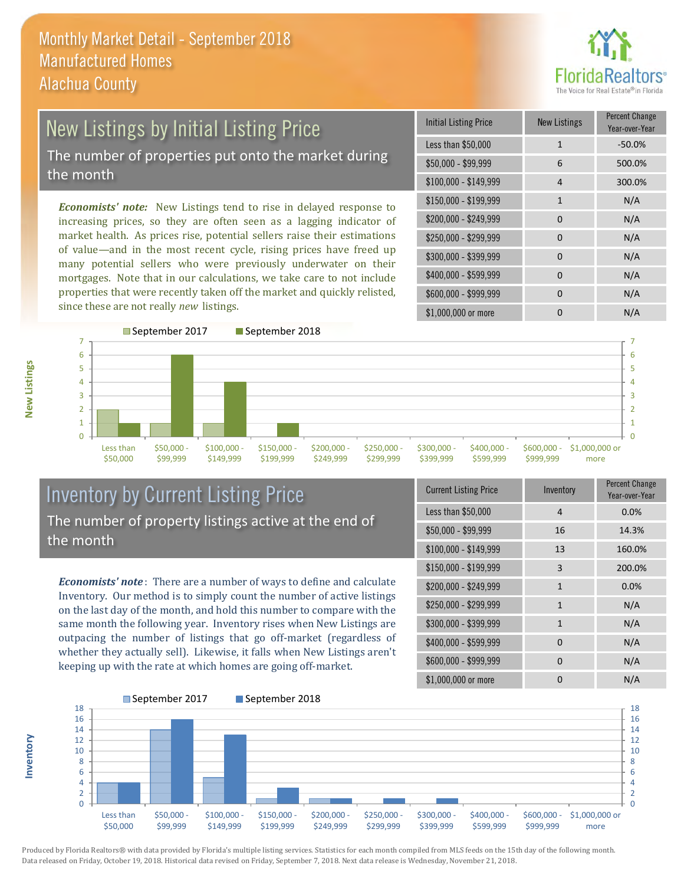# Monthly Market Detail - September 2018
## Manufactured Homes
## Alachua County

## New Listings by Initial Listing Price

The number of properties put onto the market during the month

*Economists' note:* New Listings tend to rise in delayed response to increasing prices, so they are often seen as a lagging indicator of market health. As prices rise, potential sellers raise their estimations of value—and in the most recent cycle, rising prices have freed up many potential sellers who were previously underwater on their mortgages. Note that in our calculations, we take care to not include properties that were recently taken off the market and quickly relisted, since these are not really *new* listings.

| Initial Listing Price | New Listings | Percent Change Year-over-Year |
|---|---|---|
| Less than $50,000 | 1 | -50.0% |
| $50,000 - $99,999 | 6 | 500.0% |
| $100,000 - $149,999 | 4 | 300.0% |
| $150,000 - $199,999 | 1 | N/A |
| $200,000 - $249,999 | 0 | N/A |
| $250,000 - $299,999 | 0 | N/A |
| $300,000 - $399,999 | 0 | N/A |
| $400,000 - $599,999 | 0 | N/A |
| $600,000 - $999,999 | 0 | N/A |
| $1,000,000 or more | 0 | N/A |

## Inventory by Current Listing Price

The number of property listings active at the end of the month

*Economists' note*: There are a number of ways to define and calculate Inventory. Our method is to simply count the number of active listings on the last day of the month, and hold this number to compare with the same month the following year. Inventory rises when New Listings are outpacing the number of listings that go off-market (regardless of whether they actually sell). Likewise, it falls when New Listings aren't keeping up with the rate at which homes are going off-market.

| Current Listing Price | Inventory | Percent Change Year-over-Year |
|---|---|---|
| Less than $50,000 | 4 | 0.0% |
| $50,000 - $99,999 | 16 | 14.3% |
| $100,000 - $149,999 | 13 | 160.0% |
| $150,000 - $199,999 | 3 | 200.0% |
| $200,000 - $249,999 | 1 | 0.0% |
| $250,000 - $299,999 | 1 | N/A |
| $300,000 - $399,999 | 1 | N/A |
| $400,000 - $599,999 | 0 | N/A |
| $600,000 - $999,999 | 0 | N/A |
| $1,000,000 or more | 0 | N/A |

Produced by Florida Realtors® with data provided by Florida's multiple listing services. Statistics for each month compiled from MLS feeds on the 15th day of the following month. Data released on Friday, October 19, 2018. Historical data revised on Friday, September 7, 2018. Next data release is Wednesday, November 21, 2018.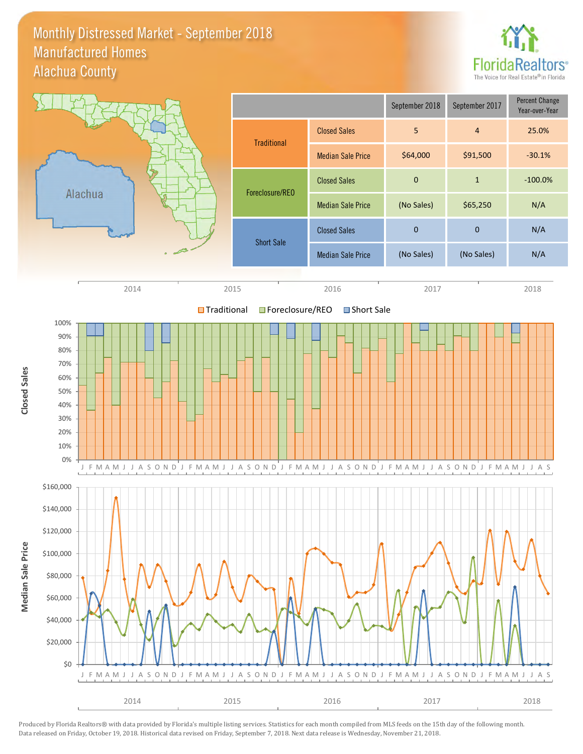# Monthly Distressed Market - September 2018
## Manufactured Homes
## Alachua County

Florida Realtors®
The Voice for Real Estate® in Florida

Alachua

| | | September 2018 | September 2017 | Percent Change Year-over-Year |
|---|---|---|---|---|
| Traditional | Closed Sales | 5 | 4 | 25.0% |
| | Median Sale Price | $64,000 | $91,500 | -30.1% |
| Foreclosure/REO | Closed Sales | 0 | 1 | -100.0% |
| | Median Sale Price | (No Sales) | $65,250 | N/A |
| Short Sale | Closed Sales | 0 | 0 | N/A |
| | Median Sale Price | (No Sales) | (No Sales) | N/A |

2014 2015 2016 2017 2018

Traditional Foreclosure/REO Short Sale

Closed Sales

100% 90% 80% 70% 60% 50% 40% 30% 20% 10% 0%

J F M A M J J A S O N D J F M A M J J A S O N D J F M A M J J A S O N D J F M A M J J A S O N D J F M A M J J A S

Median Sale Price

$160,000 $140,000 $120,000 $100,000 $80,000 $60,000 $40,000 $20,000 $0

J F M A M J J A S O N D J F M A M J J A S O N D J F M A M J J A S O N D J F M A M J J A S O N D J F M A M J J A S

2014 2015 2016 2017 2018

Produced by Florida Realtors® with data provided by Florida's multiple listing services. Statistics for each month compiled from MLS feeds on the 15th day of the following month. Data released on Friday, October 19, 2018. Historical data revised on Friday, September 7, 2018. Next data release is Wednesday, November 21, 2018.